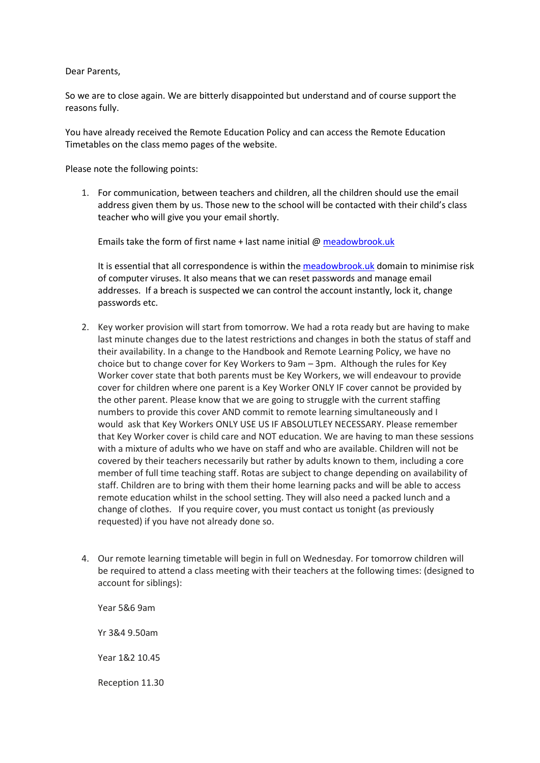Dear Parents,

So we are to close again. We are bitterly disappointed but understand and of course support the reasons fully.

You have already received the Remote Education Policy and can access the Remote Education Timetables on the class memo pages of the website.

Please note the following points:

1. For communication, between teachers and children, all the children should use the email address given them by us. Those new to the school will be contacted with their child's class teacher who will give you your email shortly.

   Emails take the form of first name + last name initial @ meadowbrook.uk

   It is essential that all correspondence is within the meadowbrook.uk domain to minimise risk of computer viruses. It also means that we can reset passwords and manage email addresses. If a breach is suspected we can control the account instantly, lock it, change passwords etc.

2. Key worker provision will start from tomorrow. We had a rota ready but are having to make last minute changes due to the latest restrictions and changes in both the status of staff and their availability. In a change to the Handbook and Remote Learning Policy, we have no choice but to change cover for Key Workers to 9am – 3pm. Although the rules for Key Worker cover state that both parents must be Key Workers, we will endeavour to provide cover for children where one parent is a Key Worker ONLY IF cover cannot be provided by the other parent. Please know that we are going to struggle with the current staffing numbers to provide this cover AND commit to remote learning simultaneously and I would ask that Key Workers ONLY USE US IF ABSOLUTLEY NECESSARY. Please remember that Key Worker cover is child care and NOT education. We are having to man these sessions with a mixture of adults who we have on staff and who are available. Children will not be covered by their teachers necessarily but rather by adults known to them, including a core member of full time teaching staff. Rotas are subject to change depending on availability of staff. Children are to bring with them their home learning packs and will be able to access remote education whilst in the school setting. They will also need a packed lunch and a change of clothes. If you require cover, you must contact us tonight (as previously requested) if you have not already done so.

4. Our remote learning timetable will begin in full on Wednesday. For tomorrow children will be required to attend a class meeting with their teachers at the following times: (designed to account for siblings):

   Year 5&6 9am

   Yr 3&4 9.50am

   Year 1&2 10.45

   Reception 11.30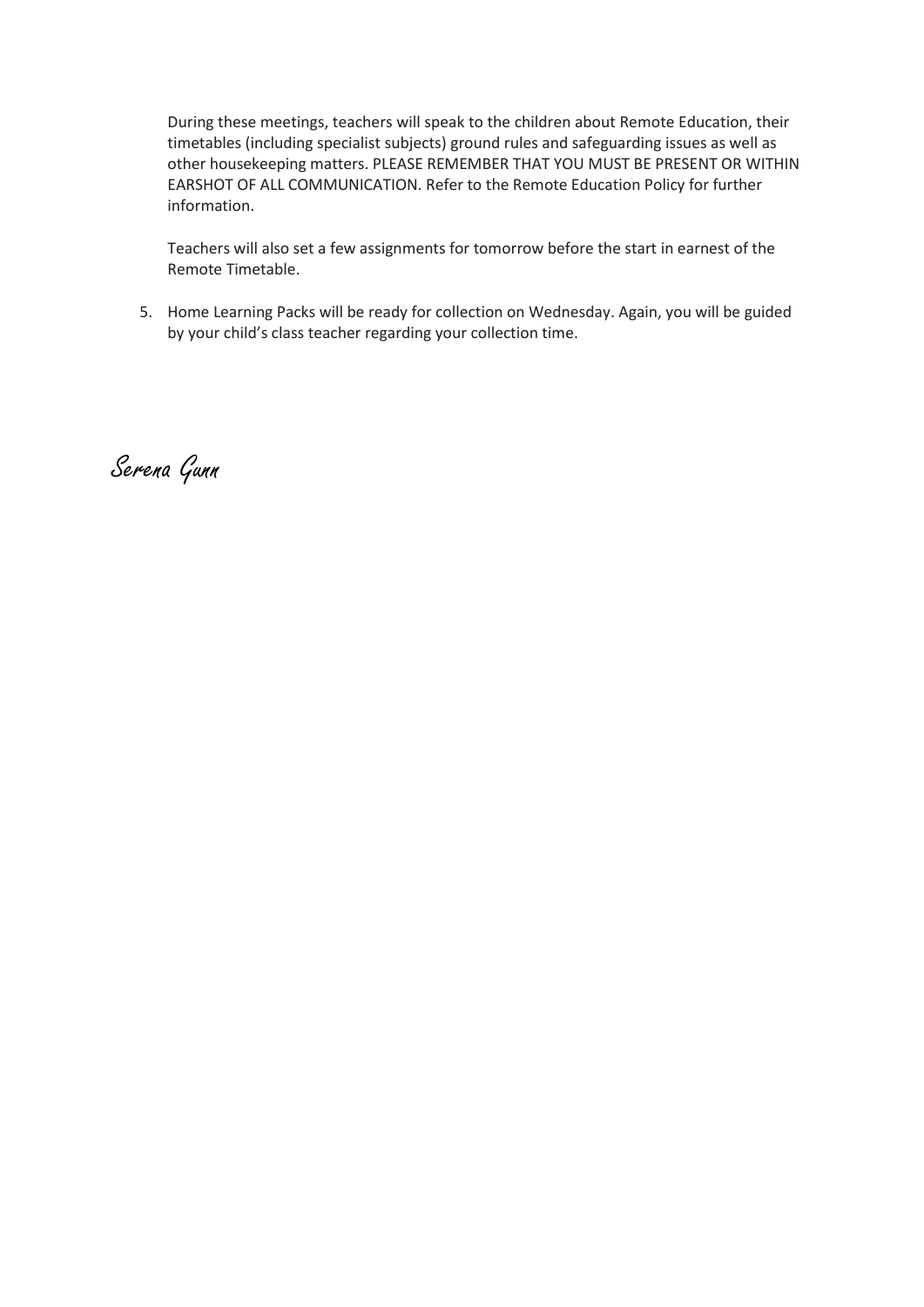During these meetings, teachers will speak to the children about Remote Education, their timetables (including specialist subjects) ground rules and safeguarding issues as well as other housekeeping matters. PLEASE REMEMBER THAT YOU MUST BE PRESENT OR WITHIN EARSHOT OF ALL COMMUNICATION. Refer to the Remote Education Policy for further information.

Teachers will also set a few assignments for tomorrow before the start in earnest of the Remote Timetable.

5. Home Learning Packs will be ready for collection on Wednesday. Again, you will be guided by your child's class teacher regarding your collection time.

*Serena Gunn*